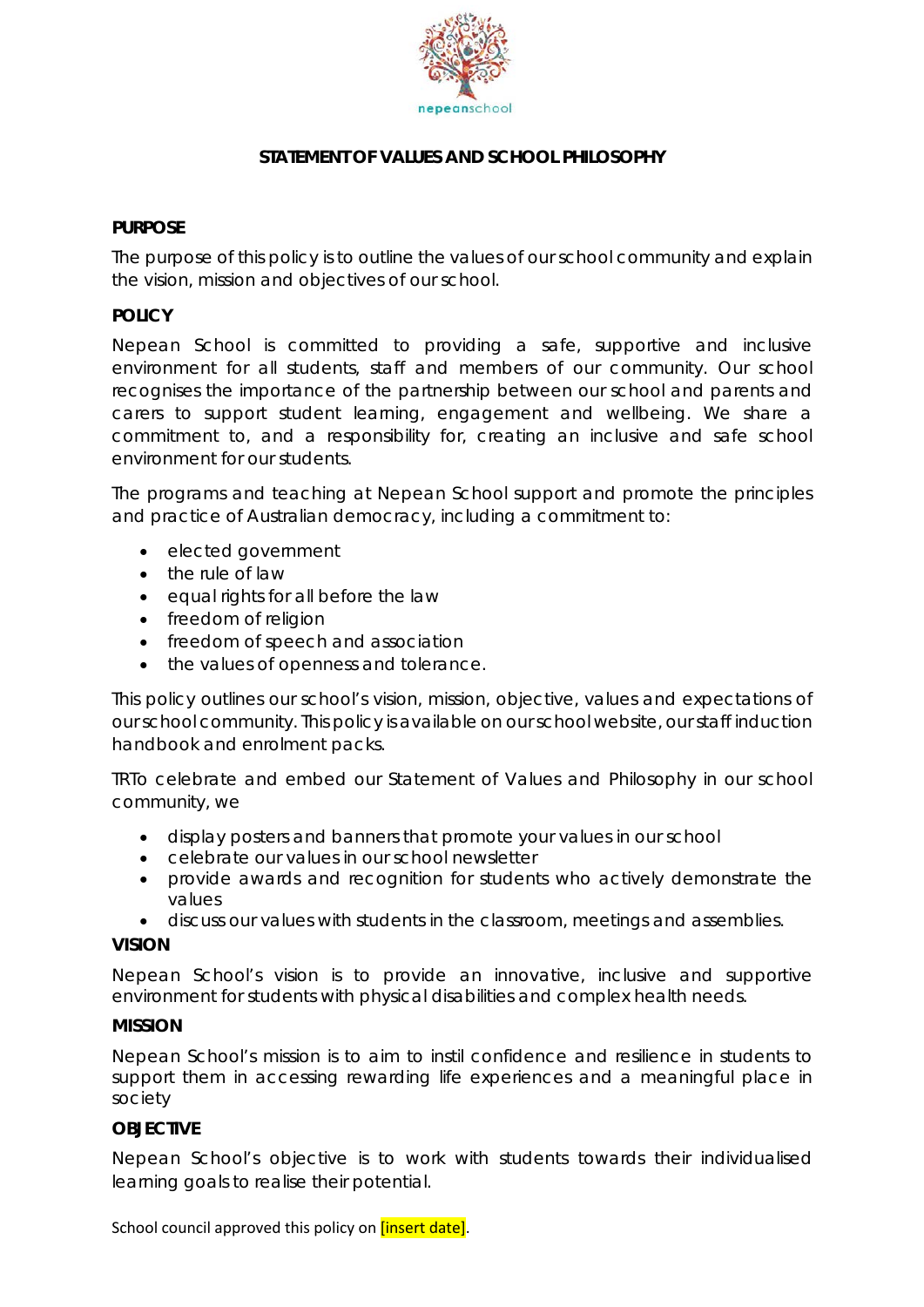# STATEMENT OF VALUES AND SCHOOL PHILOSOPHY

## PURPOSE

The purpose of this policy is to outline the values of our school community and explain the vision, mission and objectives of our school.

## POLICY

Nepean School is committed to providing a safe, supportive and inclusive environment for all students, staff and members of our community. Our school recognises the importance of the partnership between our school and parents and carers to support student learning, engagement and wellbeing. We share a commitment to, and a responsibility for, creating an inclusive and safe school environment for our students.

The programs and teaching at Nepean School support and promote the principles and practice of Australian democracy, including a commitment to:

- elected government
- the rule of law
- equal rights for all before the law
- freedom of religion
- freedom of speech and association
- the values of openness and tolerance.

This policy outlines our school's vision, mission, objective, values and expectations of our school community. This policy is available on our school website, our staff induction handbook and enrolment packs.

TRTo celebrate and embed our Statement of Values and Philosophy in our school community, we

- display posters and banners that promote your values in our school
- celebrate our values in our school newsletter
- provide awards and recognition for students who actively demonstrate the values
- discuss our values with students in the classroom, meetings and assemblies.

## VISION

Nepean School's vision is to provide an innovative, inclusive and supportive environment for students with physical disabilities and complex health needs.

## MISSION

Nepean School's mission is to aim to instil confidence and resilience in students to support them in accessing rewarding life experiences and a meaningful place in society

## OBJECTIVE

Nepean School's objective is to work with students towards their individualised learning goals to realise their potential.

School council approved this policy on [insert date].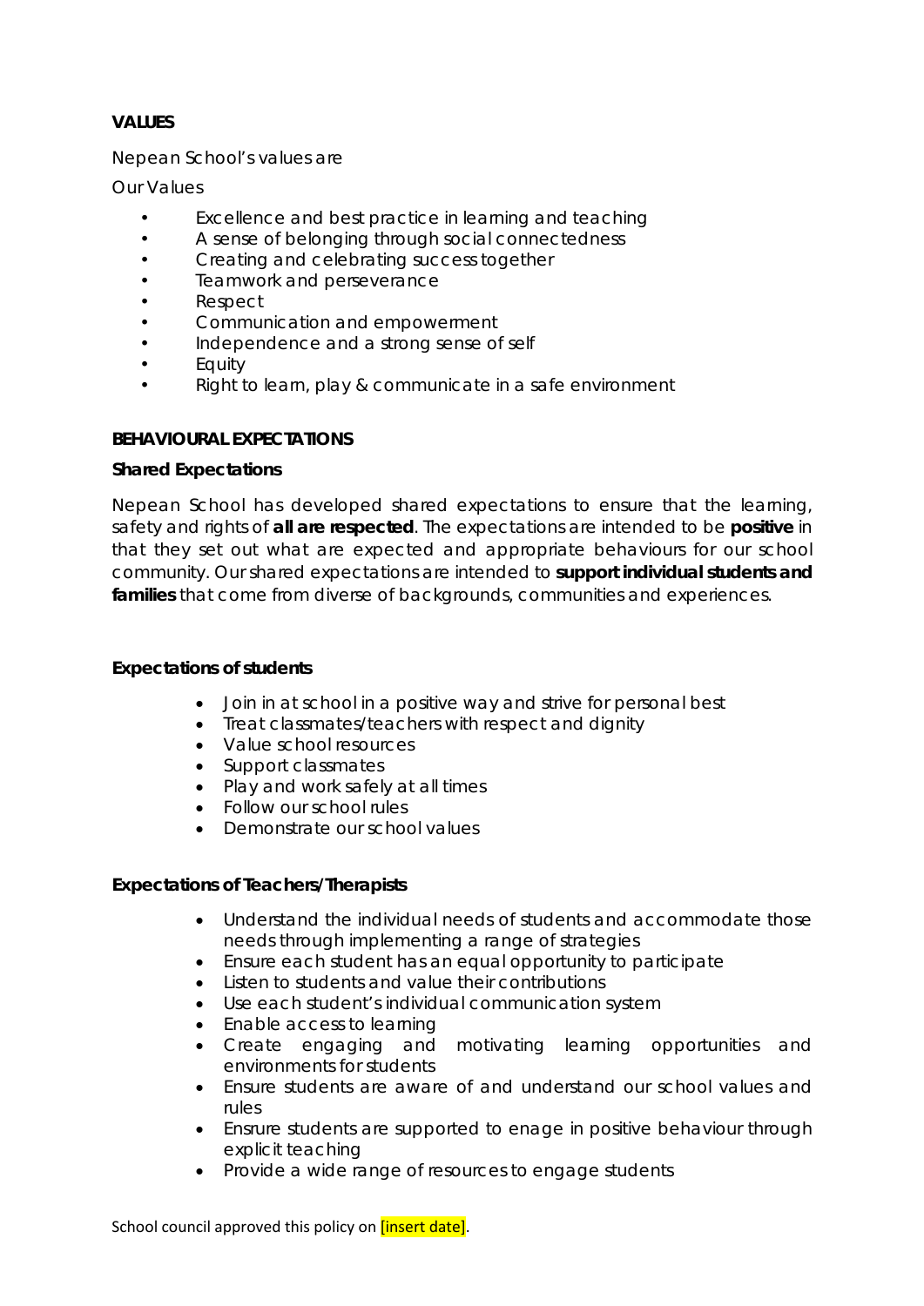**VALUES**

Nepean School's values are

Our Values

- Excellence and best practice in learning and teaching
- A sense of belonging through social connectedness
- Creating and celebrating success together
- Teamwork and perseverance
- Respect
- Communication and empowerment
- Independence and a strong sense of self
- Equity
- Right to learn, play & communicate in a safe environment

**BEHAVIOURAL EXPECTATIONS**

**Shared Expectations**

Nepean School has developed shared expectations to ensure that the learning, safety and rights of **all are respected**. The expectations are intended to be **positive** in that they set out what are expected and appropriate behaviours for our school community. Our shared expectations are intended to **support individual students and families** that come from diverse of backgrounds, communities and experiences.

**Expectations of students**

- Join in at school in a positive way and strive for personal best
- Treat classmates/teachers with respect and dignity
- Value school resources
- Support classmates
- Play and work safely at all times
- Follow our school rules
- Demonstrate our school values

**Expectations of Teachers/Therapists**

- Understand the individual needs of students and accommodate those needs through implementing a range of strategies
- Ensure each student has an equal opportunity to participate
- Listen to students and value their contributions
- Use each student's individual communication system
- Enable access to learning
- Create engaging and motivating learning opportunities and environments for students
- Ensure students are aware of and understand our school values and rules
- Ensrure students are supported to enage in positive behaviour through explicit teaching
- Provide a wide range of resources to engage students

School council approved this policy on [insert date].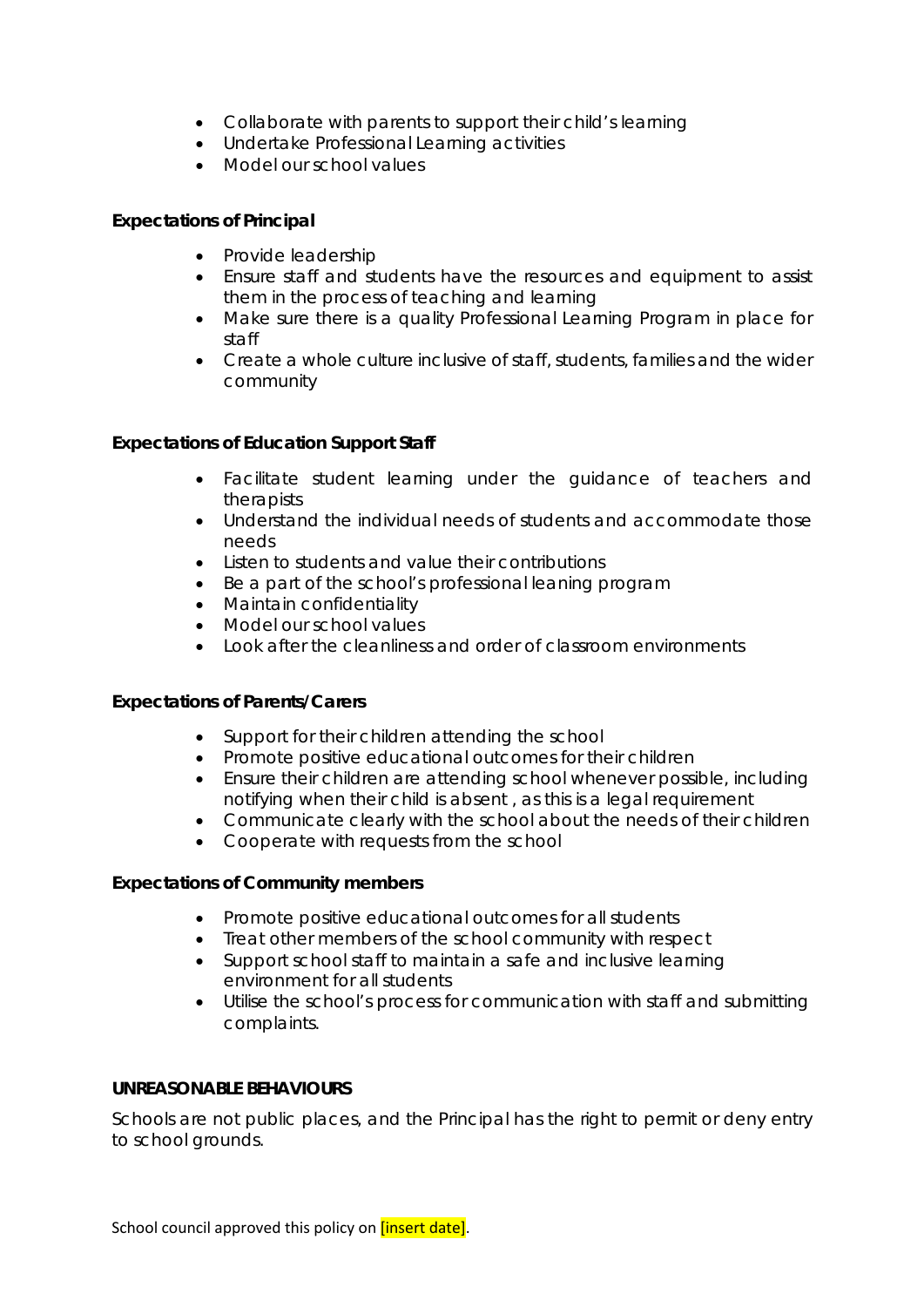- Collaborate with parents to support their child's learning
- Undertake Professional Learning activities
- Model our school values

**Expectations of Principal**

- Provide leadership
- Ensure staff and students have the resources and equipment to assist them in the process of teaching and learning
- Make sure there is a quality Professional Learning Program in place for staff
- Create a whole culture inclusive of staff, students, families and the wider community

**Expectations of Education Support Staff**

- Facilitate student learning under the guidance of teachers and therapists
- Understand the individual needs of students and accommodate those needs
- Listen to students and value their contributions
- Be a part of the school's professional leaning program
- Maintain confidentiality
- Model our school values
- Look after the cleanliness and order of classroom environments

**Expectations of Parents/Carers**

- Support for their children attending the school
- Promote positive educational outcomes for their children
- Ensure their children are attending school whenever possible, including notifying when their child is absent , as this is a legal requirement
- Communicate clearly with the school about the needs of their children
- Cooperate with requests from the school

**Expectations of Community members**

- Promote positive educational outcomes for all students
- Treat other members of the school community with respect
- Support school staff to maintain a safe and inclusive learning environment for all students
- Utilise the school's process for communication with staff and submitting complaints.

**UNREASONABLE BEHAVIOURS**

Schools are not public places, and the Principal has the right to permit or deny entry to school grounds.

School council approved this policy on [insert date].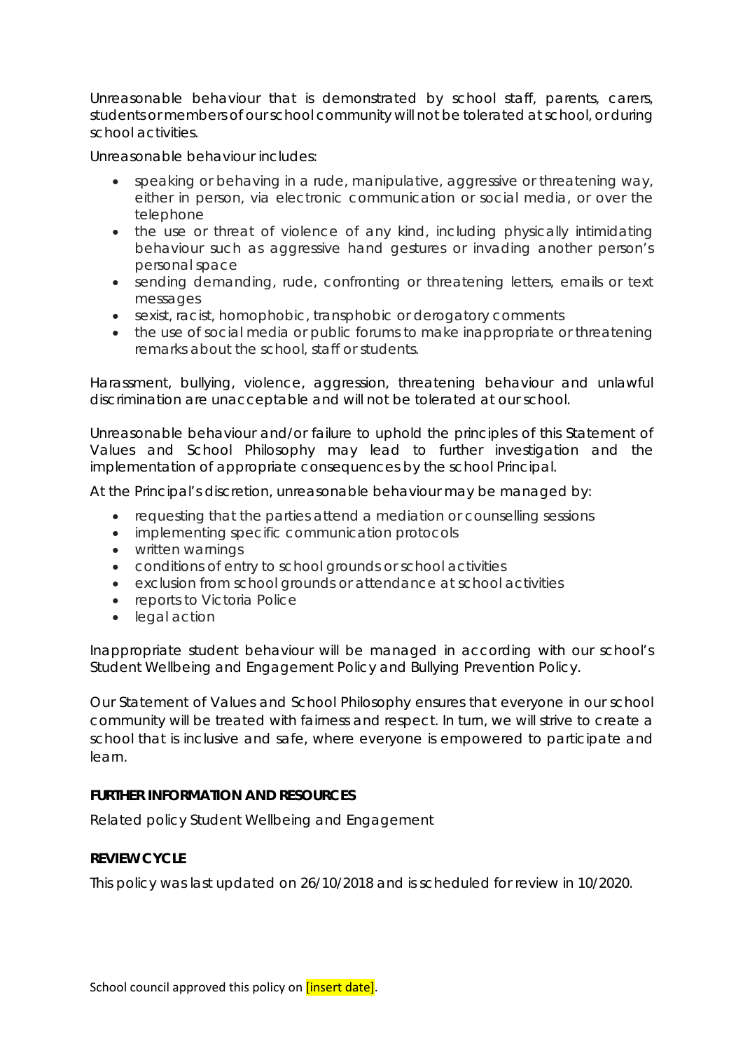Unreasonable behaviour that is demonstrated by school staff, parents, carers, students or members of our school community will not be tolerated at school, or during school activities.

Unreasonable behaviour includes:

- speaking or behaving in a rude, manipulative, aggressive or threatening way, either in person, via electronic communication or social media, or over the telephone
- the use or threat of violence of any kind, including physically intimidating behaviour such as aggressive hand gestures or invading another person's personal space
- sending demanding, rude, confronting or threatening letters, emails or text messages
- sexist, racist, homophobic, transphobic or derogatory comments
- the use of social media or public forums to make inappropriate or threatening remarks about the school, staff or students.

Harassment, bullying, violence, aggression, threatening behaviour and unlawful discrimination are unacceptable and will not be tolerated at our school.

Unreasonable behaviour and/or failure to uphold the principles of this Statement of Values and School Philosophy may lead to further investigation and the implementation of appropriate consequences by the school Principal.

At the Principal's discretion, unreasonable behaviour may be managed by:

- requesting that the parties attend a mediation or counselling sessions
- implementing specific communication protocols
- written warnings
- conditions of entry to school grounds or school activities
- exclusion from school grounds or attendance at school activities
- reports to Victoria Police
- legal action

Inappropriate student behaviour will be managed in according with our school's Student Wellbeing and Engagement Policy and Bullying Prevention Policy.

Our Statement of Values and School Philosophy ensures that everyone in our school community will be treated with fairness and respect. In turn, we will strive to create a school that is inclusive and safe, where everyone is empowered to participate and learn.

**FURTHER INFORMATION AND RESOURCES**

Related policy Student Wellbeing and Engagement

**REVIEW CYCLE**

This policy was last updated on 26/10/2018 and is scheduled for review in 10/2020.

School council approved this policy on [insert date].